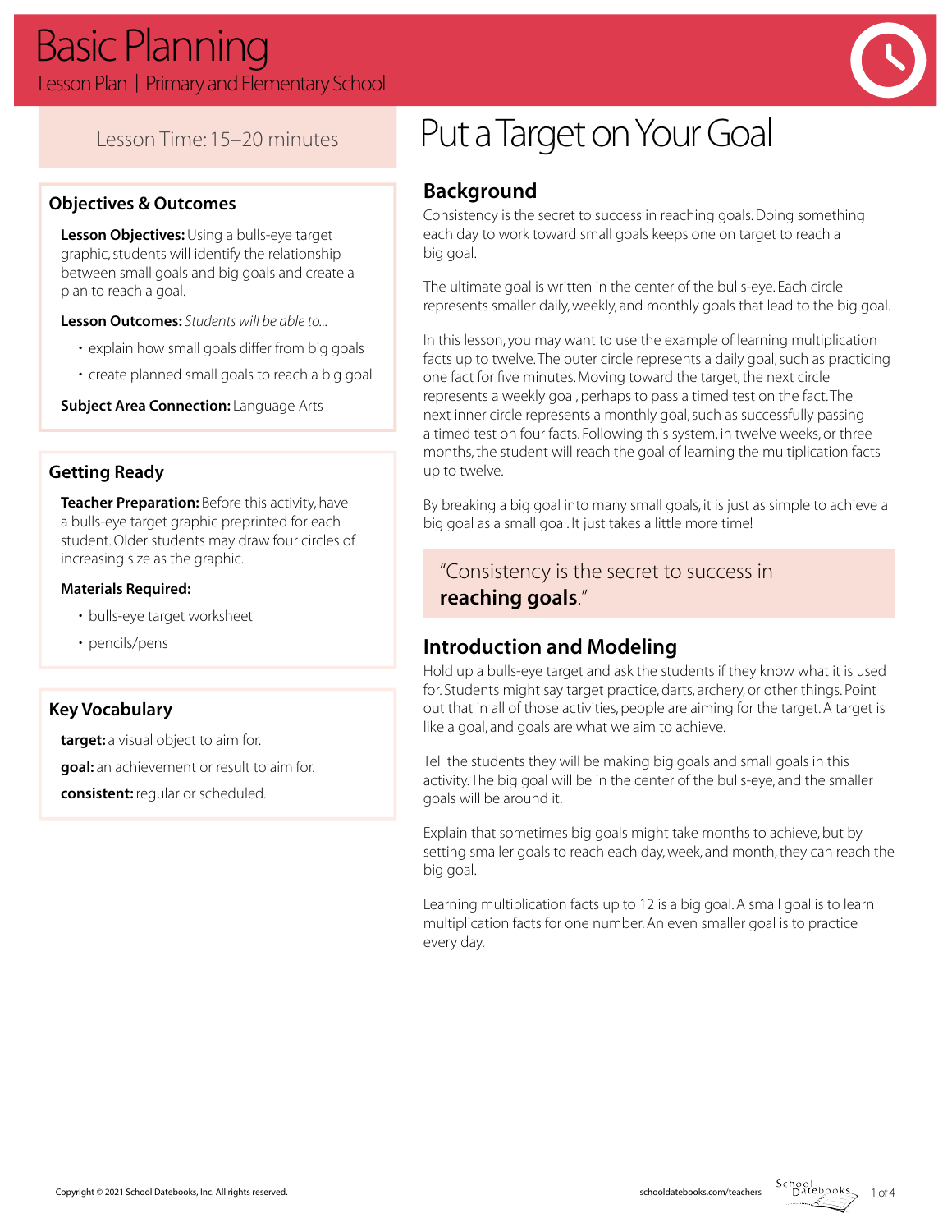# Basic Planning

Lesson Plan | Primary and Elementary School

Lesson Time: 15–20 minutes

## Objectives & Outcomes

**Lesson Objectives:** Using a bulls-eye target graphic, students will identify the relationship between small goals and big goals and create a plan to reach a goal.

**Lesson Outcomes:** *Students will be able to...*

- explain how small goals differ from big goals
- create planned small goals to reach a big goal

**Subject Area Connection:** Language Arts

## Getting Ready

**Teacher Preparation:** Before this activity, have a bulls-eye target graphic preprinted for each student. Older students may draw four circles of increasing size as the graphic.

**Materials Required:**

- bulls-eye target worksheet
- pencils/pens

## Key Vocabulary

**target:** a visual object to aim for.

**goal:** an achievement or result to aim for.

**consistent:** regular or scheduled.

# Put a Target on Your Goal

## Background

Consistency is the secret to success in reaching goals. Doing something each day to work toward small goals keeps one on target to reach a big goal.

The ultimate goal is written in the center of the bulls-eye. Each circle represents smaller daily, weekly, and monthly goals that lead to the big goal.

In this lesson, you may want to use the example of learning multiplication facts up to twelve. The outer circle represents a daily goal, such as practicing one fact for five minutes. Moving toward the target, the next circle represents a weekly goal, perhaps to pass a timed test on the fact. The next inner circle represents a monthly goal, such as successfully passing a timed test on four facts. Following this system, in twelve weeks, or three months, the student will reach the goal of learning the multiplication facts up to twelve.

By breaking a big goal into many small goals, it is just as simple to achieve a big goal as a small goal. It just takes a little more time!

> "Consistency is the secret to success in **reaching goals**."

## Introduction and Modeling

Hold up a bulls-eye target and ask the students if they know what it is used for. Students might say target practice, darts, archery, or other things. Point out that in all of those activities, people are aiming for the target. A target is like a goal, and goals are what we aim to achieve.

Tell the students they will be making big goals and small goals in this activity. The big goal will be in the center of the bulls-eye, and the smaller goals will be around it.

Explain that sometimes big goals might take months to achieve, but by setting smaller goals to reach each day, week, and month, they can reach the big goal.

Learning multiplication facts up to 12 is a big goal. A small goal is to learn multiplication facts for one number. An even smaller goal is to practice every day.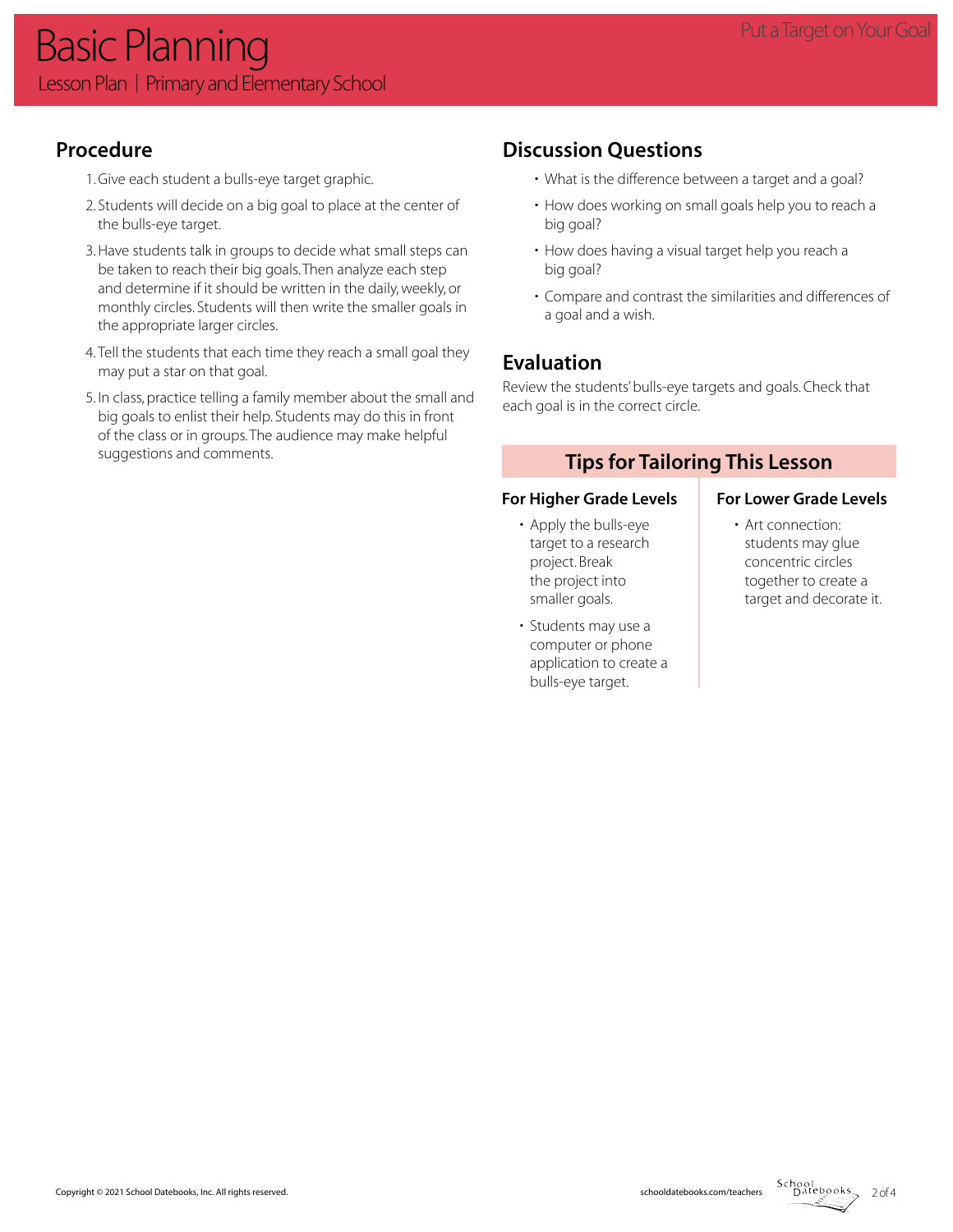# Basic Planning

Lesson Plan | Primary and Elementary School

Put a Target on Your Goal

## Procedure

1. Give each student a bulls-eye target graphic.
2. Students will decide on a big goal to place at the center of the bulls-eye target.
3. Have students talk in groups to decide what small steps can be taken to reach their big goals. Then analyze each step and determine if it should be written in the daily, weekly, or monthly circles. Students will then write the smaller goals in the appropriate larger circles.
4. Tell the students that each time they reach a small goal they may put a star on that goal.
5. In class, practice telling a family member about the small and big goals to enlist their help. Students may do this in front of the class or in groups. The audience may make helpful suggestions and comments.

## Discussion Questions

- What is the difference between a target and a goal?
- How does working on small goals help you to reach a big goal?
- How does having a visual target help you reach a big goal?
- Compare and contrast the similarities and differences of a goal and a wish.

## Evaluation

Review the students' bulls-eye targets and goals. Check that each goal is in the correct circle.

## Tips for Tailoring This Lesson

### For Higher Grade Levels

- Apply the bulls-eye target to a research project. Break the project into smaller goals.
- Students may use a computer or phone application to create a bulls-eye target.

### For Lower Grade Levels

- Art connection: students may glue concentric circles together to create a target and decorate it.

Copyright © 2021 School Datebooks, Inc. All rights reserved.

schooldatebooks.com/teachers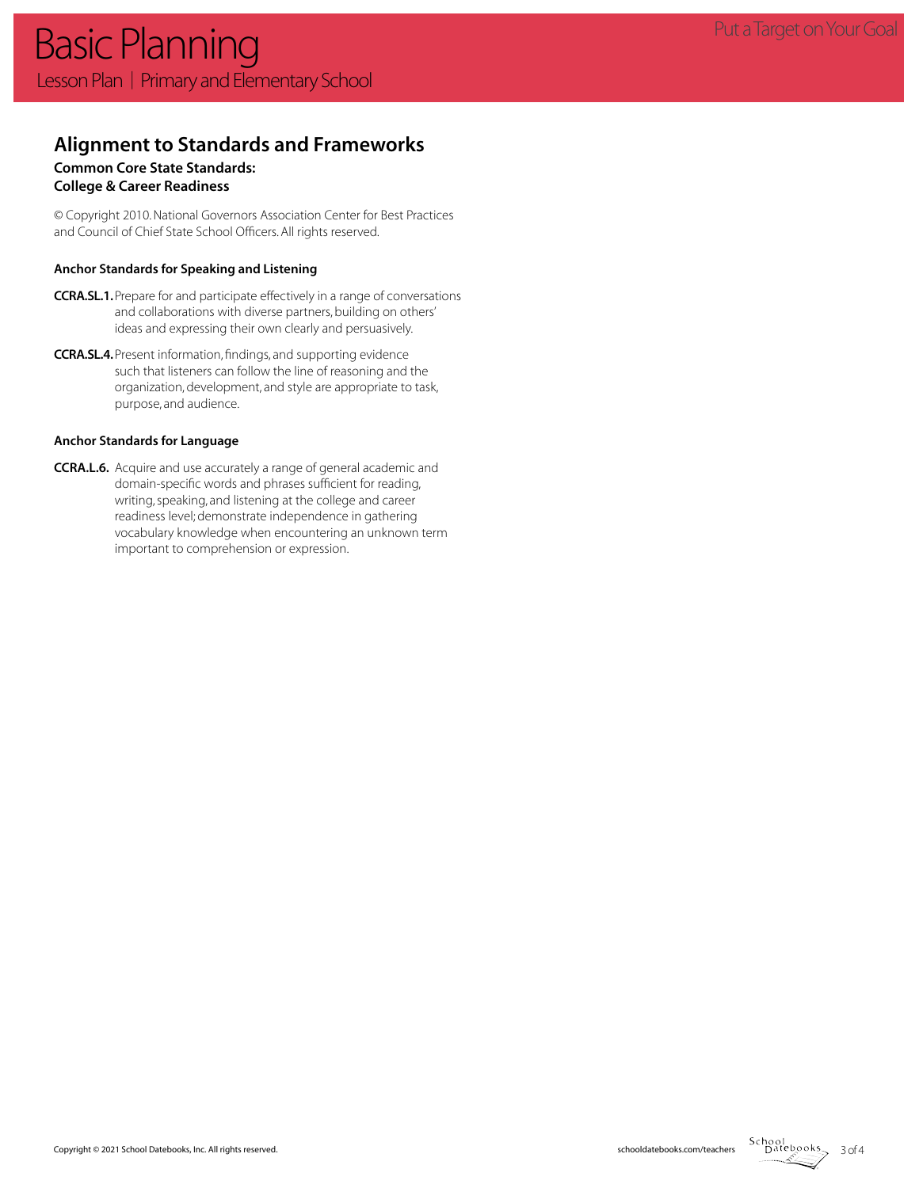## Alignment to Standards and Frameworks

**Common Core State Standards:**
**College & Career Readiness**

© Copyright 2010. National Governors Association Center for Best Practices and Council of Chief State School Officers. All rights reserved.

### Anchor Standards for Speaking and Listening

**CCRA.SL.1.** Prepare for and participate effectively in a range of conversations and collaborations with diverse partners, building on others' ideas and expressing their own clearly and persuasively.

**CCRA.SL.4.** Present information, findings, and supporting evidence such that listeners can follow the line of reasoning and the organization, development, and style are appropriate to task, purpose, and audience.

### Anchor Standards for Language

**CCRA.L.6.** Acquire and use accurately a range of general academic and domain-specific words and phrases sufficient for reading, writing, speaking, and listening at the college and career readiness level; demonstrate independence in gathering vocabulary knowledge when encountering an unknown term important to comprehension or expression.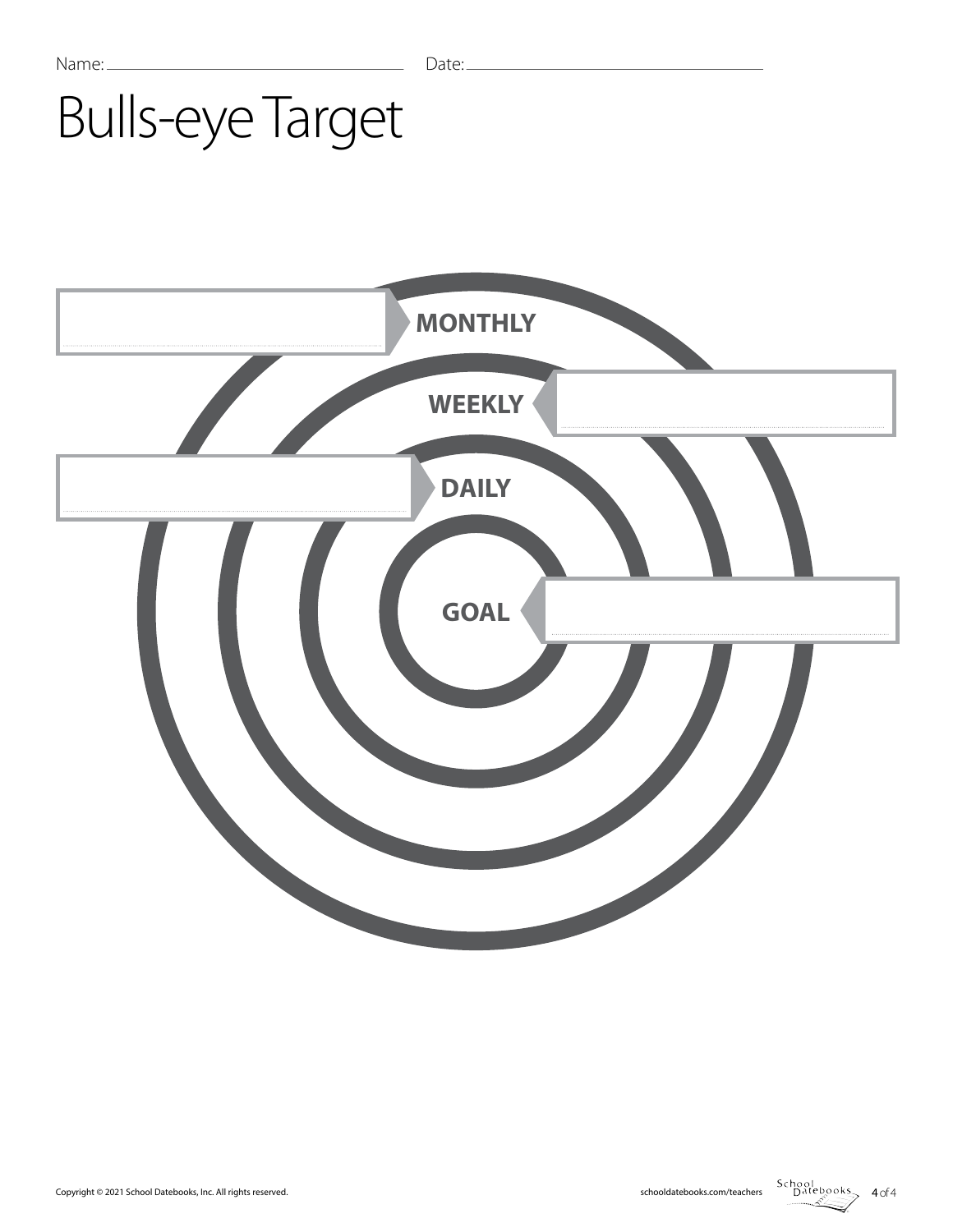Name: ______________________ Date: ______________________

# Bulls-eye Target

MONTHLY

WEEKLY

DAILY

GOAL

Copyright © 2021 School Datebooks, Inc. All rights reserved.

schooldatebooks.com/teachers